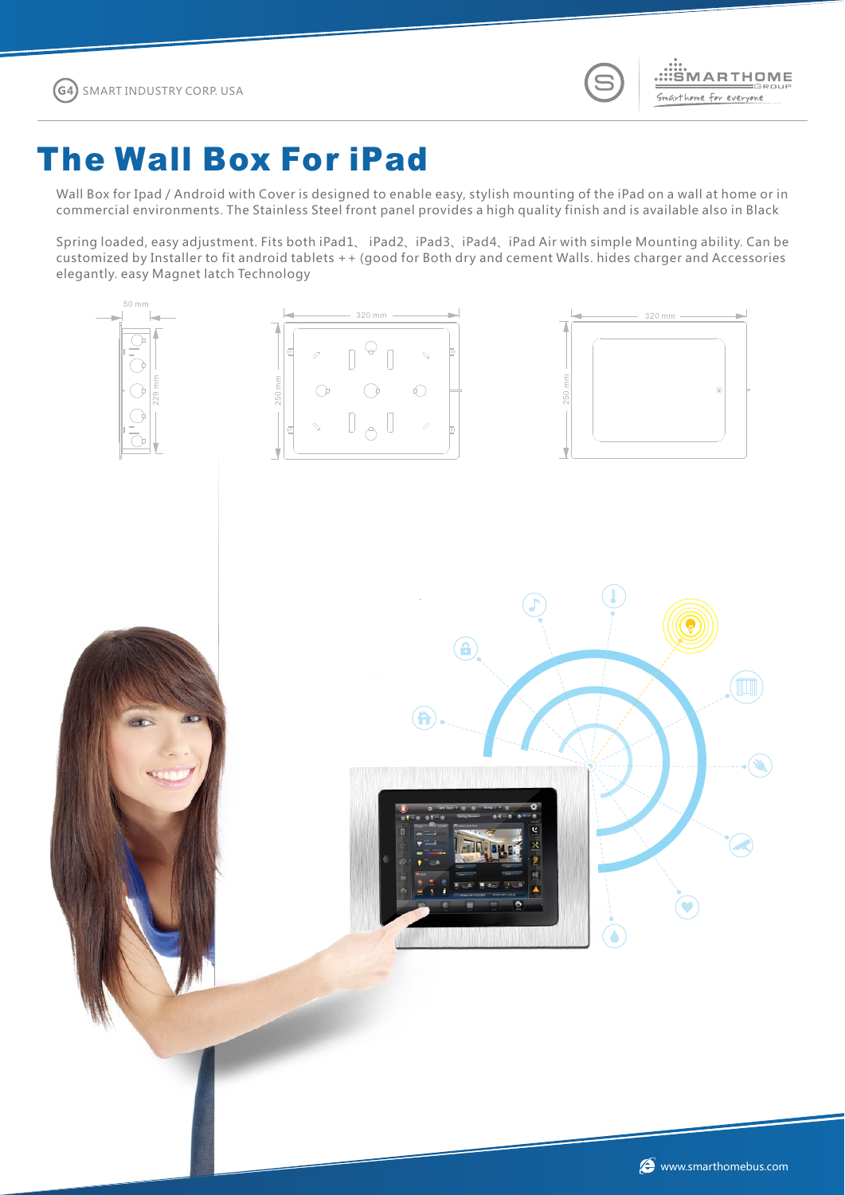# The Wall Box For iPad

Wall Box for Ipad / Android with Cover is designed to enable easy, stylish mounting of the iPad on a wall at home or in commercial environments. The Stainless Steel front panel provides a high quality finish and is available also in Black

Spring loaded, easy adjustment. Fits both iPad1、 iPad2、iPad3、iPad4、iPad Air with simple Mounting ability. Can be customized by Installer to fit android tablets ++ (good for Both dry and cement Walls. hides charger and Accessories elegantly. easy Magnet latch Technology

50 mm

229 mm

320 mm

250 mm

320 mm

250 mm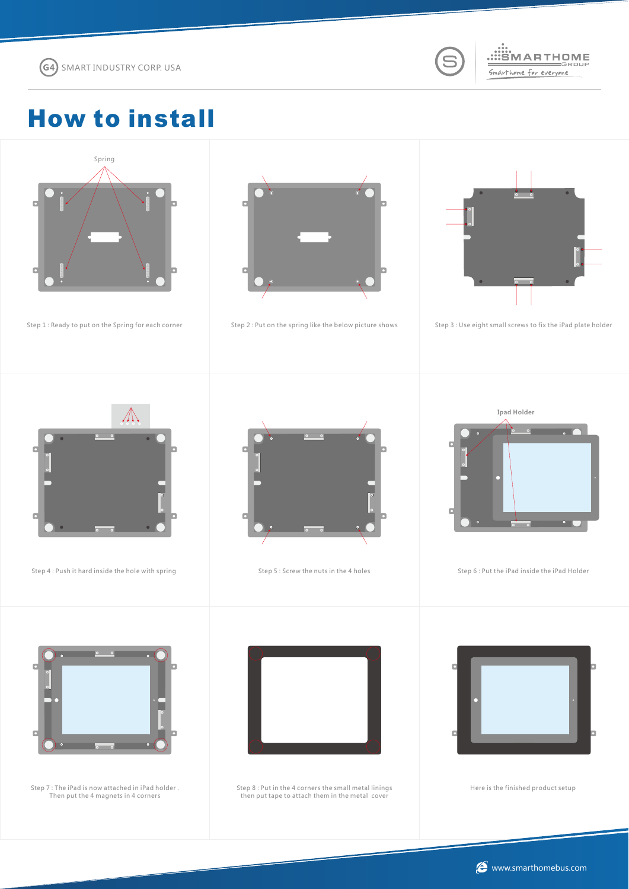# How to install

Spring

Step 1 : Ready to put on the Spring for each corner

Step 2 : Put on the spring like the below picture shows

Step 3 : Use eight small screws to fix the iPad plate holder

Step 4 : Push it hard inside the hole with spring

Step 5 : Screw the nuts in the 4 holes

Ipad Holder

Step 6 : Put the iPad inside the iPad Holder

Step 7 : The iPad is now attached in iPad holder . Then put the 4 magnets in 4 corners

Step 8 : Put in the 4 corners the small metal linings then put tape to attach them in the metal cover

Here is the finished product setup